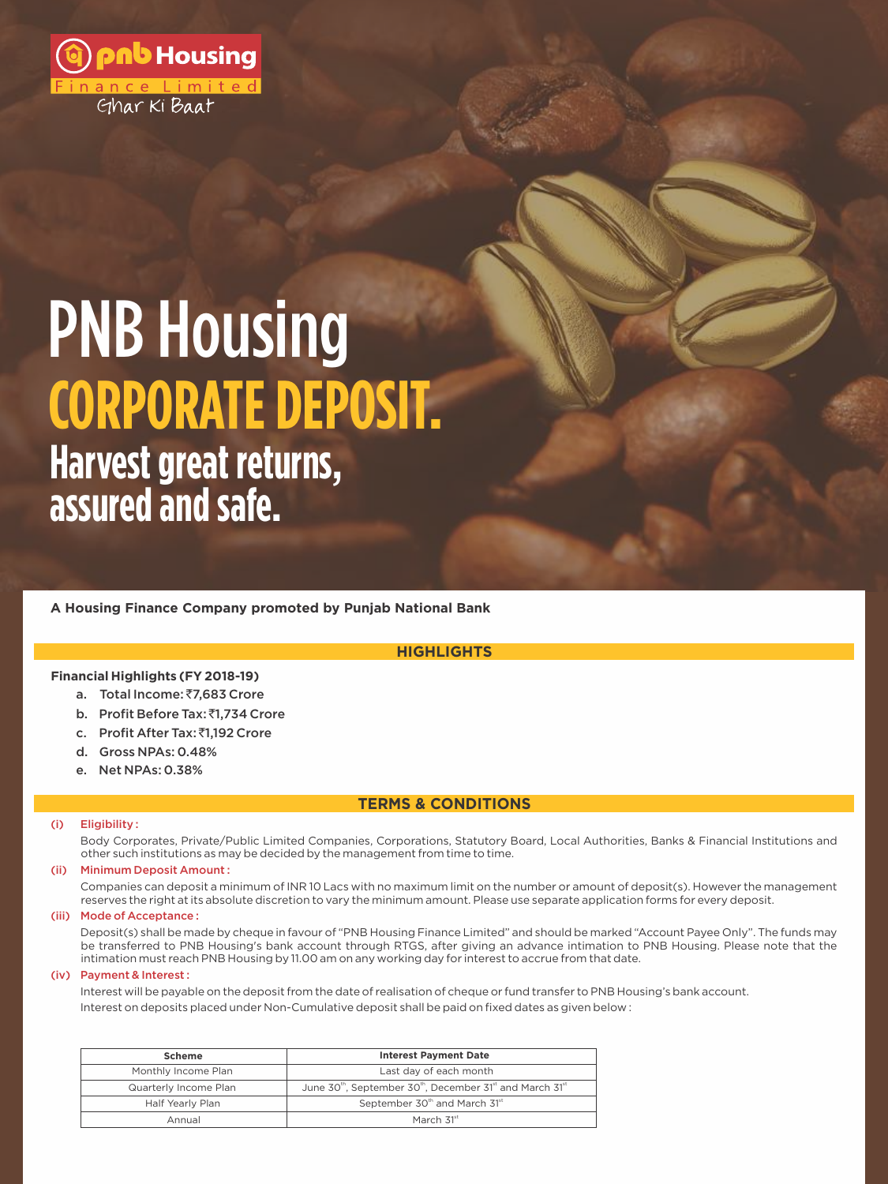pnb Housing Finance Limited

Ghar Ki Baat

# PNB Housing
# CORPORATE DEPOSIT.
## Harvest great returns, assured and safe.

**A Housing Finance Company promoted by Punjab National Bank**

## HIGHLIGHTS

**Financial Highlights (FY 2018-19)**

a. **Total Income: ₹7,683 Crore**
b. **Profit Before Tax: ₹1,734 Crore**
c. **Profit After Tax: ₹1,192 Crore**
d. **Gross NPAs: 0.48%**
e. **Net NPAs: 0.38%**

## TERMS & CONDITIONS

**(i) Eligibility :**

Body Corporates, Private/Public Limited Companies, Corporations, Statutory Board, Local Authorities, Banks & Financial Institutions and other such institutions as may be decided by the management from time to time.

**(ii) Minimum Deposit Amount :**

Companies can deposit a minimum of INR 10 Lacs with no maximum limit on the number or amount of deposit(s). However the management reserves the right at its absolute discretion to vary the minimum amount. Please use separate application forms for every deposit.

**(iii) Mode of Acceptance :**

Deposit(s) shall be made by cheque in favour of "PNB Housing Finance Limited" and should be marked "Account Payee Only". The funds may be transferred to PNB Housing's bank account through RTGS, after giving an advance intimation to PNB Housing. Please note that the intimation must reach PNB Housing by 11.00 am on any working day for interest to accrue from that date.

**(iv) Payment & Interest :**

Interest will be payable on the deposit from the date of realisation of cheque or fund transfer to PNB Housing's bank account.

Interest on deposits placed under Non-Cumulative deposit shall be paid on fixed dates as given below :

| Scheme | Interest Payment Date |
|---|---|
| Monthly Income Plan | Last day of each month |
| Quarterly Income Plan | June 30th, September 30th, December 31st and March 31st |
| Half Yearly Plan | September 30th and March 31st |
| Annual | March 31st |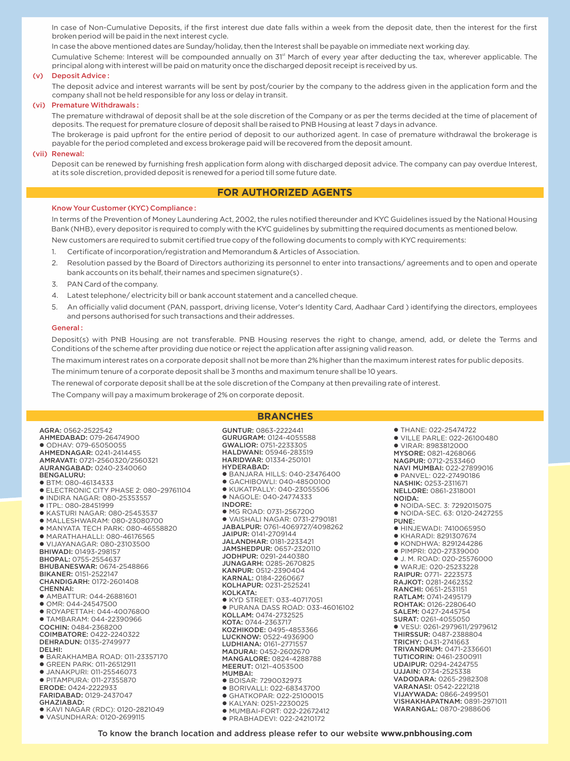In case of Non-Cumulative Deposits, if the first interest due date falls within a week from the deposit date, then the interest for the first broken period will be paid in the next interest cycle.

In case the above mentioned dates are Sunday/holiday, then the Interest shall be payable on immediate next working day.

Cumulative Scheme: Interest will be compounded annually on 31st March of every year after deducting the tax, wherever applicable. The principal along with interest will be paid on maturity once the discharged deposit receipt is received by us.

**(v) Deposit Advice :**

The deposit advice and interest warrants will be sent by post/courier by the company to the address given in the application form and the company shall not be held responsible for any loss or delay in transit.

**(vi) Premature Withdrawals :**

The premature withdrawal of deposit shall be at the sole discretion of the Company or as per the terms decided at the time of placement of deposits. The request for premature closure of deposit shall be raised to PNB Housing at least 7 days in advance.

The brokerage is paid upfront for the entire period of deposit to our authorized agent. In case of premature withdrawal the brokerage is payable for the period completed and excess brokerage paid will be recovered from the deposit amount.

**(vii) Renewal:**

Deposit can be renewed by furnishing fresh application form along with discharged deposit advice. The company can pay overdue Interest, at its sole discretion, provided deposit is renewed for a period till some future date.

## FOR AUTHORIZED AGENTS

**Know Your Customer (KYC) Compliance :**

In terms of the Prevention of Money Laundering Act, 2002, the rules notified thereunder and KYC Guidelines issued by the National Housing Bank (NHB), every depositor is required to comply with the KYC guidelines by submitting the required documents as mentioned below.

New customers are required to submit certified true copy of the following documents to comply with KYC requirements:

1. Certificate of incorporation/registration and Memorandum & Articles of Association.
2. Resolution passed by the Board of Directors authorizing its personnel to enter into transactions/ agreements and to open and operate bank accounts on its behalf, their names and specimen signature(s) .
3. PAN Card of the company.
4. Latest telephone/ electricity bill or bank account statement and a cancelled cheque.
5. An officially valid document (PAN, passport, driving license, Voter's Identity Card, Aadhaar Card ) identifying the directors, employees and persons authorised for such transactions and their addresses.

**General :**

Deposit(s) with PNB Housing are not transferable. PNB Housing reserves the right to change, amend, add, or delete the Terms and Conditions of the scheme after providing due notice or reject the application after assigning valid reason.

The maximum interest rates on a corporate deposit shall not be more than 2% higher than the maximum interest rates for public deposits.

The minimum tenure of a corporate deposit shall be 3 months and maximum tenure shall be 10 years.

The renewal of corporate deposit shall be at the sole discretion of the Company at then prevailing rate of interest.

The Company will pay a maximum brokerage of 2% on corporate deposit.

## BRANCHES

**AGRA:** 0562-2522542
**AHMEDABAD:** 079-26474900
- ODHAV: 079-65050055

**AHMEDNAGAR:** 0241-2414455
**AMRAVATI:** 0721-2560320/2560321
**AURANGABAD:** 0240-2340060
**BENGALURU:**
- BTM: 080-46134333
- ELECTRONIC CITY PHASE 2: 080–29761104
- INDIRA NAGAR: 080-25353557
- ITPL: 080-28451999
- KASTURI NAGAR: 080-25453537
- MALLESHWARAM: 080-23080700
- MANYATA TECH PARK: 080-46558820
- MARATHAHALLI: 080-46176565
- VIJAYANAGAR: 080-23103500

**BHIWADI:** 01493-298157
**BHOPAL:** 0755-2554637
**BHUBANESWAR:** 0674-2548866
**BIKANER:** 0151-2522147
**CHANDIGARH:** 0172-2601408
**CHENNAI:**
- AMBATTUR: 044-26881601
- OMR: 044-24547500
- ROYAPETTAH: 044-40076800
- TAMBARAM: 044-22390966

**COCHIN:** 0484-2368200
**COIMBATORE:** 0422-2240322
**DEHRADUN:** 0135-2749977
**DELHI:**
- BARAKHAMBA ROAD: 011-23357170
- GREEN PARK: 011-26512911
- JANAKPURI: 011-25546073
- PITAMPURA: 011-27355870

**ERODE:** 0424-2222933
**FARIDABAD:** 0129-2437047
**GHAZIABAD:**
- KAVI NAGAR (RDC): 0120-2821049
- VASUNDHARA: 0120-2699115

**GUNTUR:** 0863-2222441
**GURUGRAM:** 0124-4055588
**GWALIOR:** 0751-2233305
**HALDWANI:** 05946-283519
**HARIDWAR:** 01334-250101
**HYDERABAD:**
- BANJARA HILLS: 040-23476400
- GACHIBOWLI: 040-48500100
- KUKATPALLY: 040-23055506
- NAGOLE: 040-24774333

**INDORE:**
- MG ROAD: 0731-2567200
- VAISHALI NAGAR: 0731-2790181

**JABALPUR:** 0761-4069727/4098262
**JAIPUR:** 0141-2709144
**JALANDHAR:** 0181-2233421
**JAMSHEDPUR:** 0657-2320110
**JODHPUR:** 0291-2440380
**JUNAGARH:** 0285-2670825
**KANPUR:** 0512-2390404
**KARNAL:** 0184-2260667
**KOLHAPUR:** 0231-2525241
**KOLKATA:**
- KYD STREET: 033-40717051
- PURANA DASS ROAD: 033-46016102

**KOLLAM:** 0474-2732525
**KOTA:** 0744-2363717
**KOZHIKODE:** 0495-4853366
**LUCKNOW:** 0522-4936900
**LUDHIANA:** 0161–2771557
**MADURAI:** 0452-2602670
**MANGALORE:** 0824-4288788
**MEERUT:** 0121–4053500
**MUMBAI:**
- BOISAR: 7290032973
- BORIVALLI: 022-68343700
- GHATKOPAR: 022-25100015
- KALYAN: 0251-2230025
- MUMBAI-FORT: 022-22672412
- PRABHADEVI: 022-24210172
- THANE: 022-25474722
- VILLE PARLE: 022-26100480
- VIRAR: 8983812000

**MYSORE:** 0821-4268066
**NAGPUR:** 0712-2533460
**NAVI MUMBAI:** 022-27899016
- PANVEL: 022-27490186

**NASHIK:** 0253-2311671
**NELLORE:** 0861-2318001
**NOIDA:**
- NOIDA-SEC. 3: 7292015075
- NOIDA-SEC. 63: 0120-2427255

**PUNE:**
- HINJEWADI: 7410065950
- KHARADI: 8291307674
- KONDHWA: 8291244286
- PIMPRI: 020-27339000
- J. M. ROAD: 020-25576000
- WARJE: 020-25233228

**RAIPUR:** 0771- 2223573
**RAJKOT:** 0281-2462352
**RANCHI:** 0651-2531151
**RATLAM:** 0741-2495179
**ROHTAK:** 0126-2280640
**SALEM:** 0427-2445754
**SURAT:** 0261-4055050
- VESU: 0261-2979611/2979612

**THIRSSUR:** 0487-2388804
**TRICHY:** 0431-2741663
**TRIVANDRUM:** 0471-2336601
**TUTICORIN:** 0461-2300911
**UDAIPUR:** 0294-2424755
**UJJAIN:** 0734-2525338
**VADODARA:** 0265-2982308
**VARANASI:** 0542-2221218
**VIJAYWADA:** 0866-2499501
**VISHAKHAPATNAM:** 0891-2971011
**WARANGAL:** 0870-2988606

To know the branch location and address please refer to our website **www.pnbhousing.com**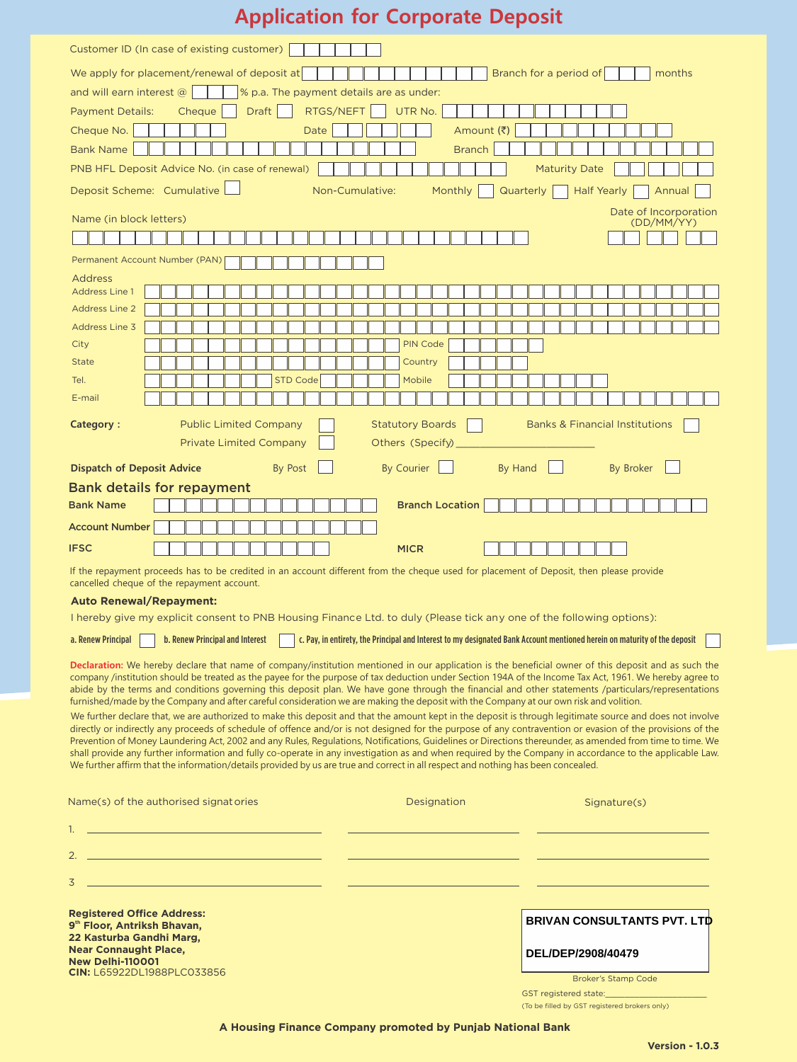# Application for Corporate Deposit

Customer ID (In case of existing customer)

We apply for placement/renewal of deposit at ____ Branch for a period of ____ months and will earn interest @ ____ % p.a. The payment details are as under:

Payment Details: Cheque ☐ Draft ☐ RTGS/NEFT ☐ UTR No.

Cheque No. ____ Date ____ Amount (₹) ____

Bank Name ____ Branch ____

PNB HFL Deposit Advice No. (in case of renewal) ____ Maturity Date ____

Deposit Scheme: Cumulative ☐ Non-Cumulative: Monthly ☐ Quarterly ☐ Half Yearly ☐ Annual ☐

Name (in block letters) ____ Date of Incorporation (DD/MM/YY) ____

Permanent Account Number (PAN) ____

Address

Address Line 1

Address Line 2

Address Line 3

City ____ PIN Code ____

State ____ Country ____

Tel. ____ STD Code ____ Mobile ____

E-mail

**Category :** Public Limited Company ☐ Statutory Boards ☐ Banks & Financial Institutions ☐

Private Limited Company ☐ Others (Specify) ____

**Dispatch of Deposit Advice** By Post ☐ By Courier ☐ By Hand ☐ By Broker ☐

## Bank details for repayment

**Bank Name** ____ **Branch Location** ____

**Account Number** ____

**IFSC** ____ **MICR** ____

If the repayment proceeds has to be credited in an account different from the cheque used for placement of Deposit, then please provide cancelled cheque of the repayment account.

**Auto Renewal/Repayment:**

I hereby give my explicit consent to PNB Housing Finance Ltd. to duly (Please tick any one of the following options):

**a. Renew Principal** ☐ **b. Renew Principal and Interest** ☐ **c. Pay, in entirety, the Principal and Interest to my designated Bank Account mentioned herein on maturity of the deposit** ☐

**Declaration:** We hereby declare that name of company/institution mentioned in our application is the beneficial owner of this deposit and as such the company /institution should be treated as the payee for the purpose of tax deduction under Section 194A of the Income Tax Act, 1961. We hereby agree to abide by the terms and conditions governing this deposit plan. We have gone through the financial and other statements /particulars/representations furnished/made by the Company and after careful consideration we are making the deposit with the Company at our own risk and volition.

We further declare that, we are authorized to make this deposit and that the amount kept in the deposit is through legitimate source and does not involve directly or indirectly any proceeds of schedule of offence and/or is not designed for the purpose of any contravention or evasion of the provisions of the Prevention of Money Laundering Act, 2002 and any Rules, Regulations, Notifications, Guidelines or Directions thereunder, as amended from time to time. We shall provide any further information and fully co-operate in any investigation as and when required by the Company in accordance to the applicable Law. We further affirm that the information/details provided by us are true and correct in all respect and nothing has been concealed.

| Name(s) of the authorised signatories | Designation | Signature(s) |
|---|---|---|
| 1. | | |
| 2. | | |
| 3 | | |

**Registered Office Address:**
**9th Floor, Antriksh Bhavan,**
**22 Kasturba Gandhi Marg,**
**Near Connaught Place,**
**New Delhi-110001**
**CIN:** L65922DL1988PLC033856

**BRIVAN CONSULTANTS PVT. LTD**

**DEL/DEP/2908/40479**

Broker's Stamp Code

GST registered state: ____
(To be filled by GST registered brokers only)

**A Housing Finance Company promoted by Punjab National Bank**

**Version - 1.0.3**